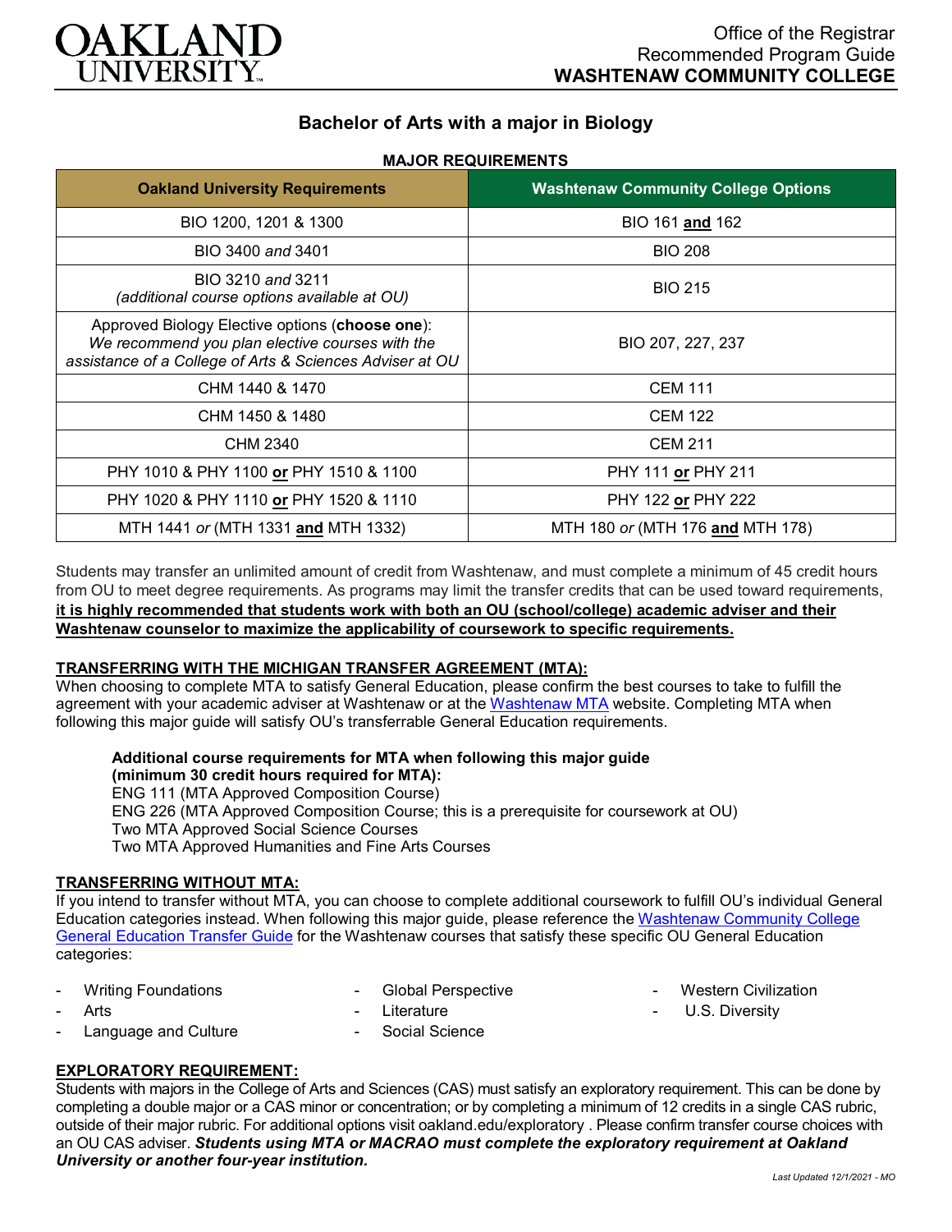Office of the Registrar
Recommended Program Guide
**WASHTENAW COMMUNITY COLLEGE**

# Bachelor of Arts with a major in Biology

**MAJOR REQUIREMENTS**

| Oakland University Requirements | Washtenaw Community College Options |
|---|---|
| BIO 1200, 1201 & 1300 | BIO 161 **and** 162 |
| BIO 3400 *and* 3401 | BIO 208 |
| BIO 3210 *and* 3211 *(additional course options available at OU)* | BIO 215 |
| Approved Biology Elective options (**choose one**): *We recommend you plan elective courses with the assistance of a College of Arts & Sciences Adviser at OU* | BIO 207, 227, 237 |
| CHM 1440 & 1470 | CEM 111 |
| CHM 1450 & 1480 | CEM 122 |
| CHM 2340 | CEM 211 |
| PHY 1010 & PHY 1100 **or** PHY 1510 & 1100 | PHY 111 **or** PHY 211 |
| PHY 1020 & PHY 1110 **or** PHY 1520 & 1110 | PHY 122 **or** PHY 222 |
| MTH 1441 *or* (MTH 1331 **and** MTH 1332) | MTH 180 *or* (MTH 176 **and** MTH 178) |

Students may transfer an unlimited amount of credit from Washtenaw, and must complete a minimum of 45 credit hours from OU to meet degree requirements. As programs may limit the transfer credits that can be used toward requirements, **it is highly recommended that students work with both an OU (school/college) academic adviser and their Washtenaw counselor to maximize the applicability of coursework to specific requirements.**

## TRANSFERRING WITH THE MICHIGAN TRANSFER AGREEMENT (MTA):

When choosing to complete MTA to satisfy General Education, please confirm the best courses to take to fulfill the agreement with your academic adviser at Washtenaw or at the Washtenaw MTA website. Completing MTA when following this major guide will satisfy OU's transferrable General Education requirements.

**Additional course requirements for MTA when following this major guide (minimum 30 credit hours required for MTA):**
ENG 111 (MTA Approved Composition Course)
ENG 226 (MTA Approved Composition Course; this is a prerequisite for coursework at OU)
Two MTA Approved Social Science Courses
Two MTA Approved Humanities and Fine Arts Courses

## TRANSFERRING WITHOUT MTA:

If you intend to transfer without MTA, you can choose to complete additional coursework to fulfill OU's individual General Education categories instead. When following this major guide, please reference the Washtenaw Community College General Education Transfer Guide for the Washtenaw courses that satisfy these specific OU General Education categories:

- Writing Foundations
- Arts
- Language and Culture
- Global Perspective
- Literature
- Social Science
- Western Civilization
- U.S. Diversity

## EXPLORATORY REQUIREMENT:

Students with majors in the College of Arts and Sciences (CAS) must satisfy an exploratory requirement. This can be done by completing a double major or a CAS minor or concentration; or by completing a minimum of 12 credits in a single CAS rubric, outside of their major rubric. For additional options visit oakland.edu/exploratory . Please confirm transfer course choices with an OU CAS adviser. ***Students using MTA or MACRAO must complete the exploratory requirement at Oakland University or another four-year institution.***

*Last Updated 12/1/2021 - MO*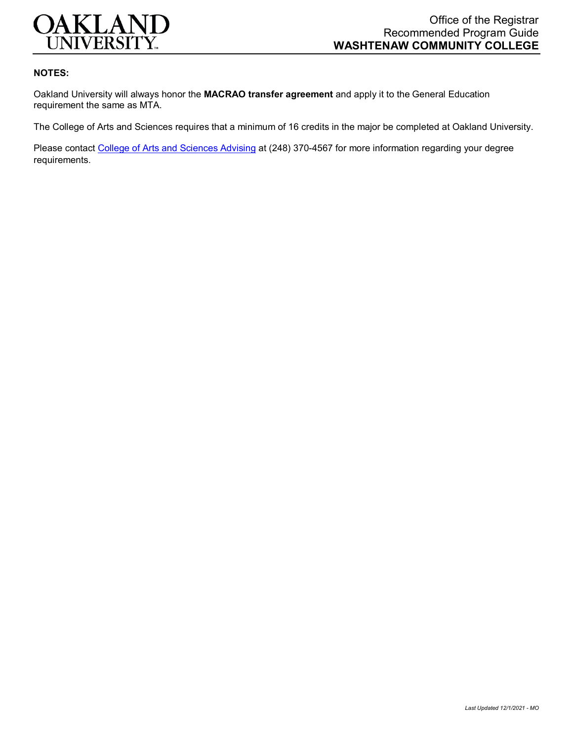**NOTES:**

Oakland University will always honor the **MACRAO transfer agreement** and apply it to the General Education requirement the same as MTA.

The College of Arts and Sciences requires that a minimum of 16 credits in the major be completed at Oakland University.

Please contact College of Arts and Sciences Advising at (248) 370-4567 for more information regarding your degree requirements.

*Last Updated 12/1/2021 - MO*